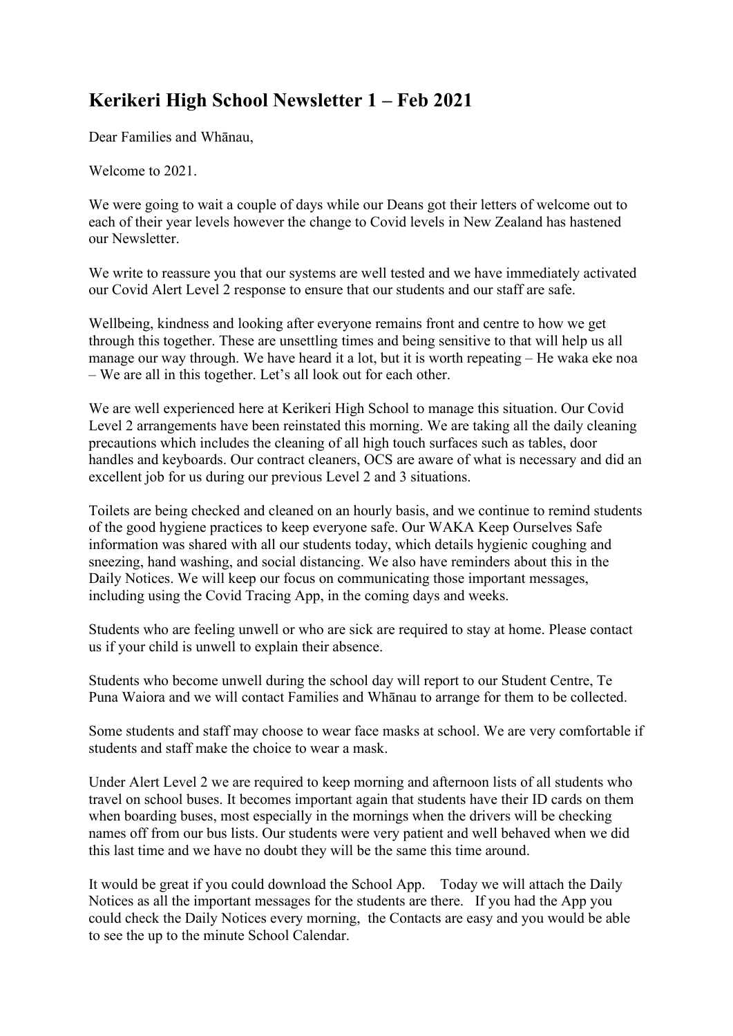# Kerikeri High School Newsletter 1 – Feb 2021

Dear Families and Whānau,

Welcome to 2021.

We were going to wait a couple of days while our Deans got their letters of welcome out to each of their year levels however the change to Covid levels in New Zealand has hastened our Newsletter.

We write to reassure you that our systems are well tested and we have immediately activated our Covid Alert Level 2 response to ensure that our students and our staff are safe.

Wellbeing, kindness and looking after everyone remains front and centre to how we get through this together. These are unsettling times and being sensitive to that will help us all manage our way through. We have heard it a lot, but it is worth repeating – He waka eke noa – We are all in this together. Let's all look out for each other.

We are well experienced here at Kerikeri High School to manage this situation. Our Covid Level 2 arrangements have been reinstated this morning. We are taking all the daily cleaning precautions which includes the cleaning of all high touch surfaces such as tables, door handles and keyboards. Our contract cleaners, OCS are aware of what is necessary and did an excellent job for us during our previous Level 2 and 3 situations.

Toilets are being checked and cleaned on an hourly basis, and we continue to remind students of the good hygiene practices to keep everyone safe. Our WAKA Keep Ourselves Safe information was shared with all our students today, which details hygienic coughing and sneezing, hand washing, and social distancing. We also have reminders about this in the Daily Notices. We will keep our focus on communicating those important messages, including using the Covid Tracing App, in the coming days and weeks.

Students who are feeling unwell or who are sick are required to stay at home. Please contact us if your child is unwell to explain their absence.

Students who become unwell during the school day will report to our Student Centre, Te Puna Waiora and we will contact Families and Whānau to arrange for them to be collected.

Some students and staff may choose to wear face masks at school. We are very comfortable if students and staff make the choice to wear a mask.

Under Alert Level 2 we are required to keep morning and afternoon lists of all students who travel on school buses. It becomes important again that students have their ID cards on them when boarding buses, most especially in the mornings when the drivers will be checking names off from our bus lists. Our students were very patient and well behaved when we did this last time and we have no doubt they will be the same this time around.

It would be great if you could download the School App. Today we will attach the Daily Notices as all the important messages for the students are there. If you had the App you could check the Daily Notices every morning, the Contacts are easy and you would be able to see the up to the minute School Calendar.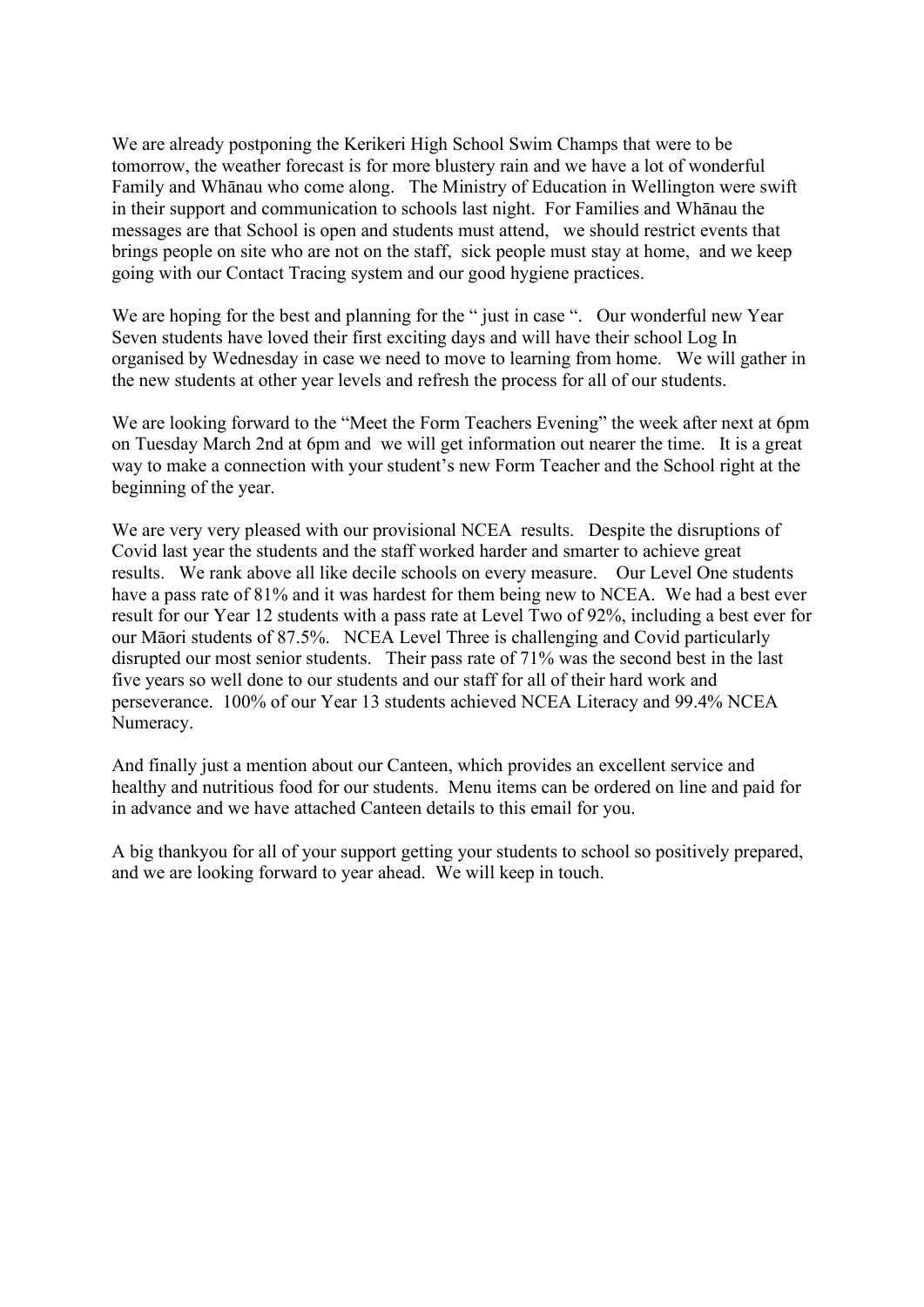We are already postponing the Kerikeri High School Swim Champs that were to be tomorrow, the weather forecast is for more blustery rain and we have a lot of wonderful Family and Whānau who come along. The Ministry of Education in Wellington were swift in their support and communication to schools last night. For Families and Whānau the messages are that School is open and students must attend, we should restrict events that brings people on site who are not on the staff, sick people must stay at home, and we keep going with our Contact Tracing system and our good hygiene practices.

We are hoping for the best and planning for the " just in case ". Our wonderful new Year Seven students have loved their first exciting days and will have their school Log In organised by Wednesday in case we need to move to learning from home. We will gather in the new students at other year levels and refresh the process for all of our students.

We are looking forward to the "Meet the Form Teachers Evening" the week after next at 6pm on Tuesday March 2nd at 6pm and we will get information out nearer the time. It is a great way to make a connection with your student's new Form Teacher and the School right at the beginning of the year.

We are very very pleased with our provisional NCEA results. Despite the disruptions of Covid last year the students and the staff worked harder and smarter to achieve great results. We rank above all like decile schools on every measure. Our Level One students have a pass rate of 81% and it was hardest for them being new to NCEA. We had a best ever result for our Year 12 students with a pass rate at Level Two of 92%, including a best ever for our Māori students of 87.5%. NCEA Level Three is challenging and Covid particularly disrupted our most senior students. Their pass rate of 71% was the second best in the last five years so well done to our students and our staff for all of their hard work and perseverance. 100% of our Year 13 students achieved NCEA Literacy and 99.4% NCEA Numeracy.

And finally just a mention about our Canteen, which provides an excellent service and healthy and nutritious food for our students. Menu items can be ordered on line and paid for in advance and we have attached Canteen details to this email for you.

A big thankyou for all of your support getting your students to school so positively prepared, and we are looking forward to year ahead. We will keep in touch.